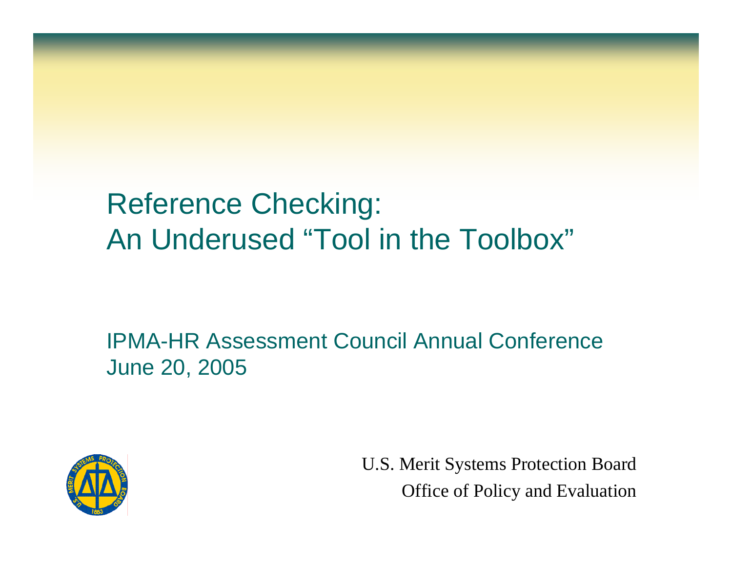# Reference Checking: An Underused "Tool in the Toolbox"

IPMA-HR Assessment Council Annual Conference
June 20, 2005

U.S. Merit Systems Protection Board
Office of Policy and Evaluation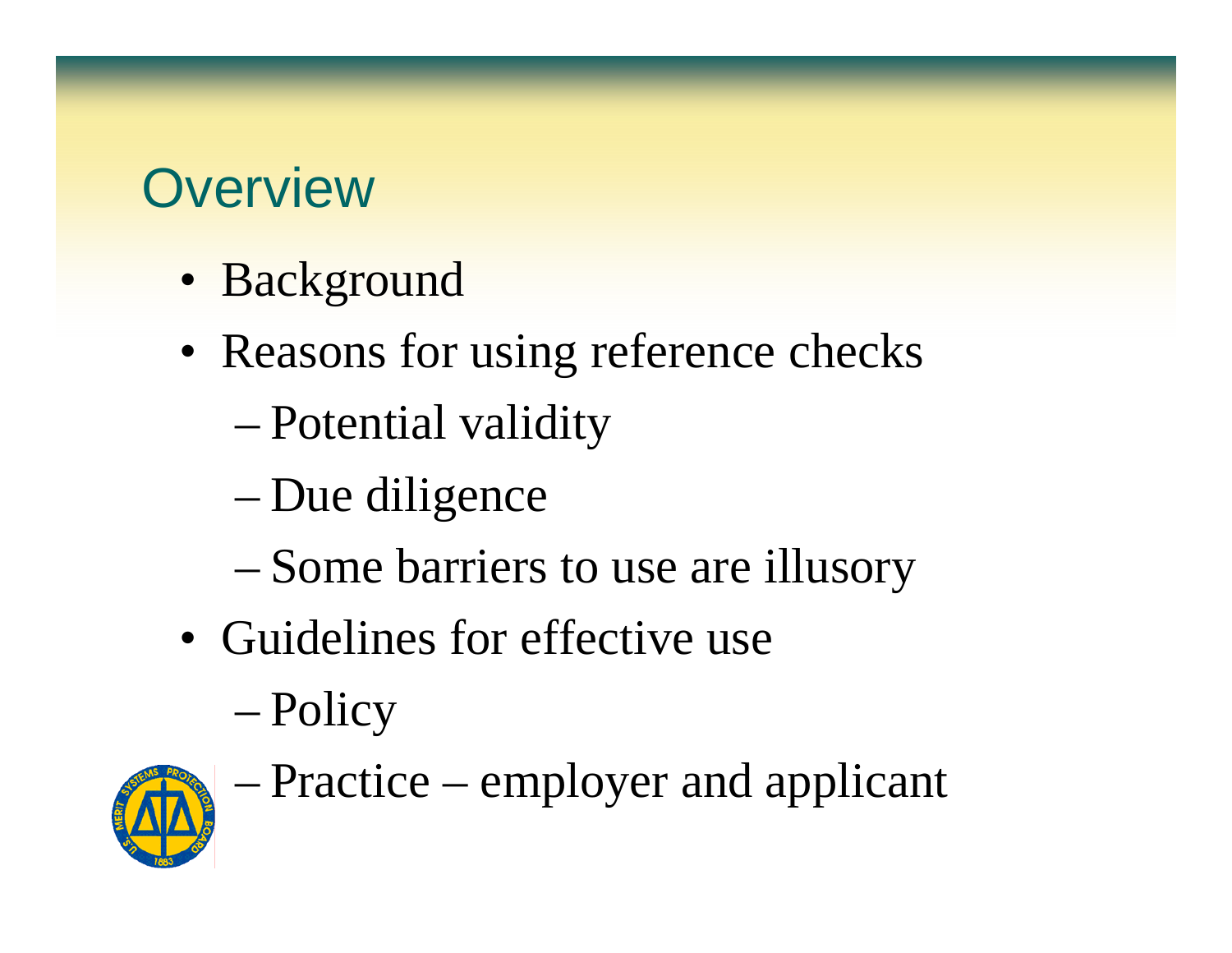# Overview

- Background
- Reasons for using reference checks
  - Potential validity
  - Due diligence
  - Some barriers to use are illusory
- Guidelines for effective use
  - Policy
  - Practice – employer and applicant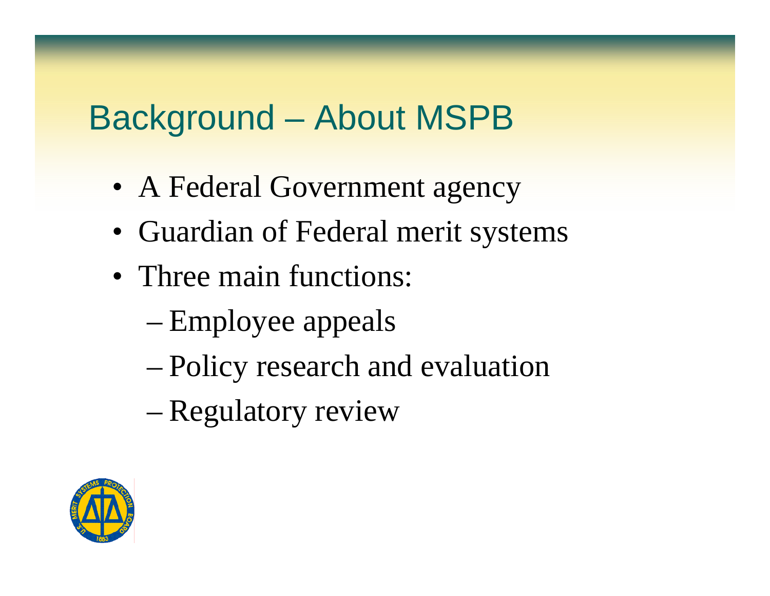# Background – About MSPB

- A Federal Government agency
- Guardian of Federal merit systems
- Three main functions:
  - Employee appeals
  - Policy research and evaluation
  - Regulatory review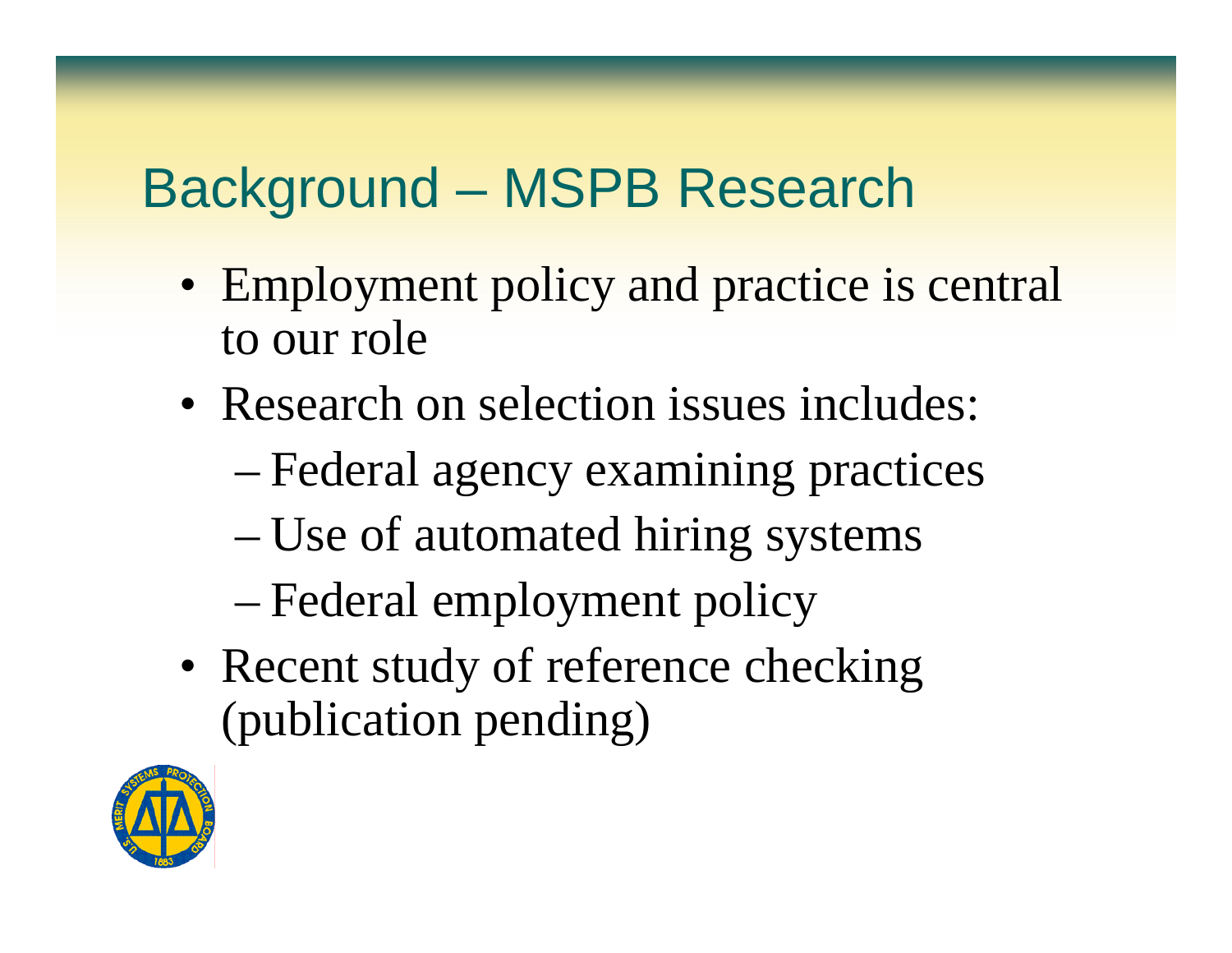# Background – MSPB Research

- Employment policy and practice is central to our role
- Research on selection issues includes:
  - Federal agency examining practices
  - Use of automated hiring systems
  - Federal employment policy
- Recent study of reference checking (publication pending)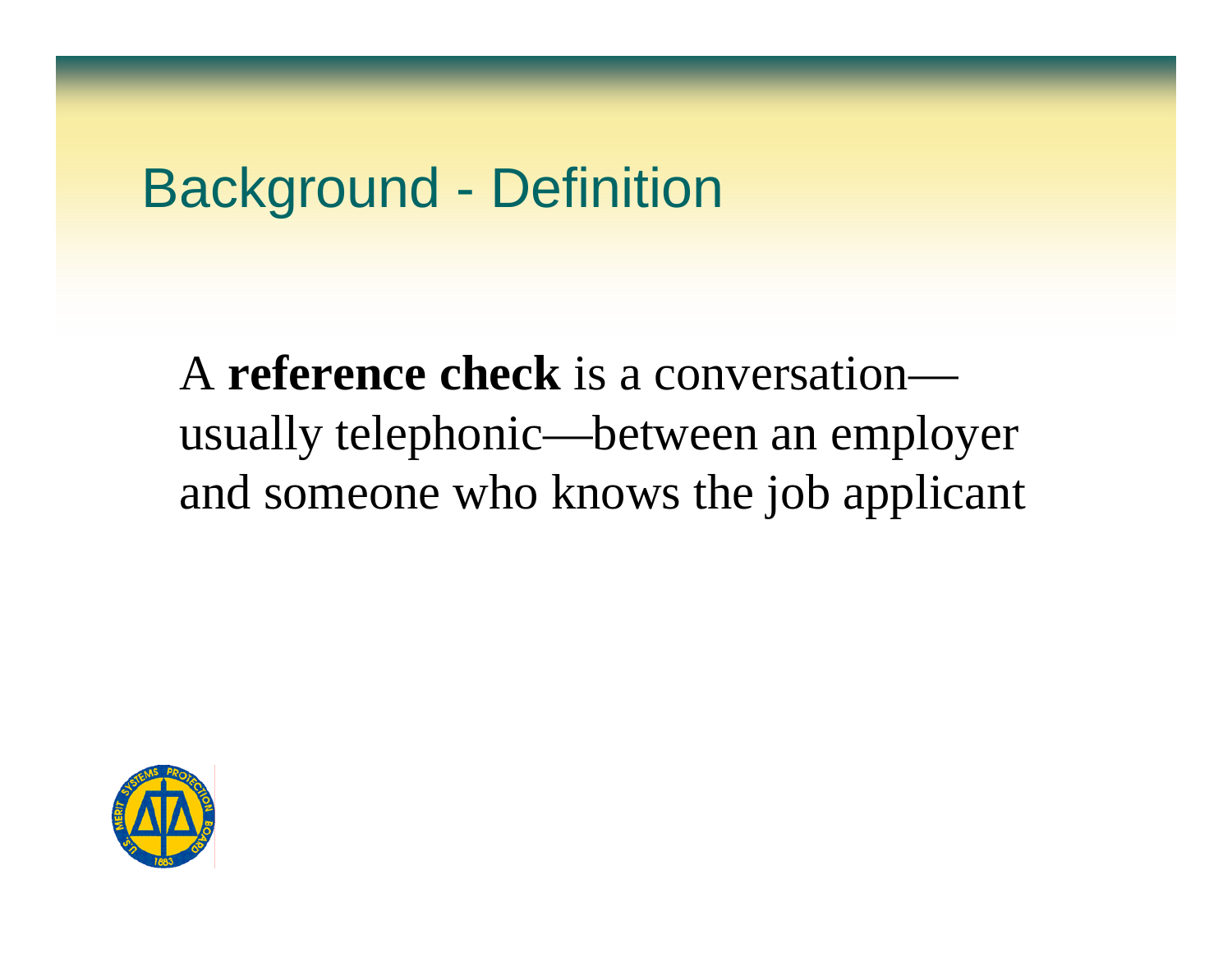# Background - Definition

A **reference check** is a conversation—usually telephonic—between an employer and someone who knows the job applicant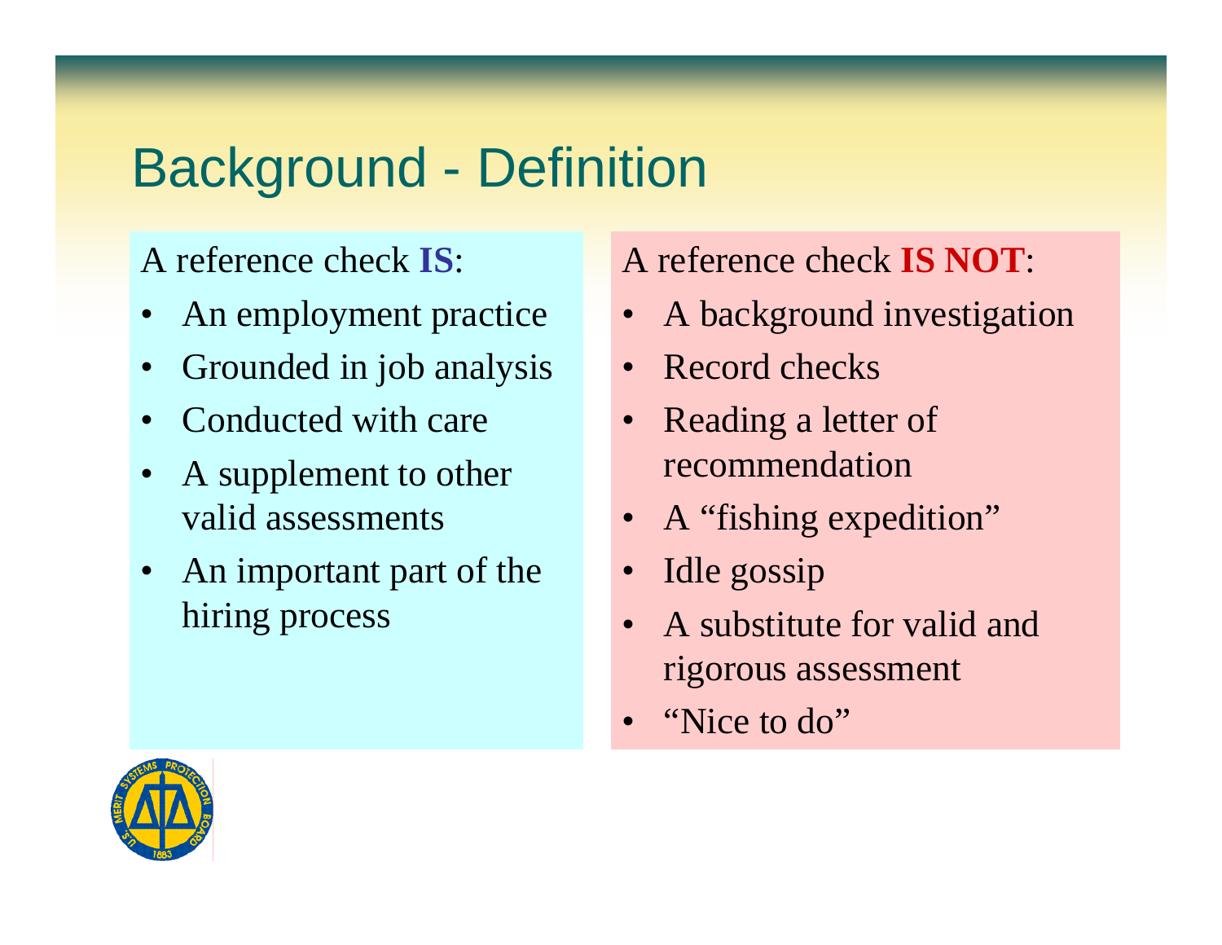# Background - Definition

A reference check **IS**:

- An employment practice
- Grounded in job analysis
- Conducted with care
- A supplement to other valid assessments
- An important part of the hiring process

A reference check **IS NOT**:

- A background investigation
- Record checks
- Reading a letter of recommendation
- A "fishing expedition"
- Idle gossip
- A substitute for valid and rigorous assessment
- "Nice to do"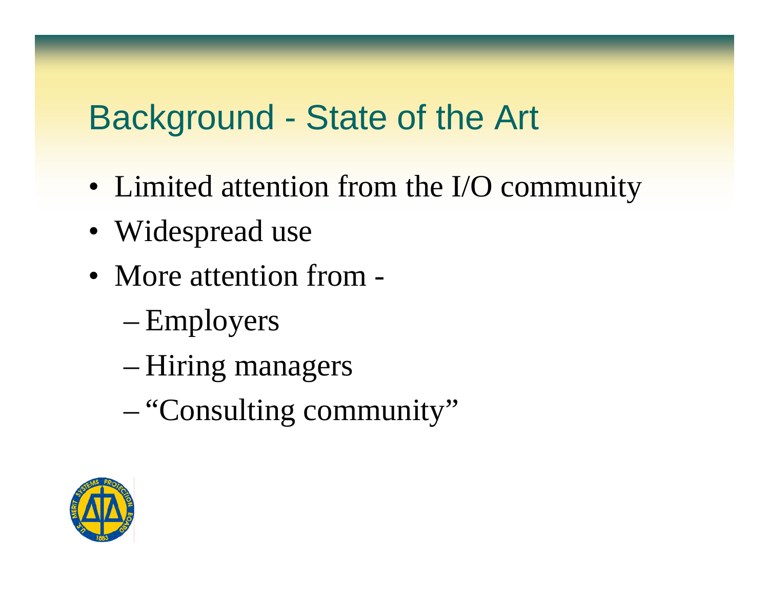# Background - State of the Art

- Limited attention from the I/O community
- Widespread use
- More attention from -
  - Employers
  - Hiring managers
  - "Consulting community"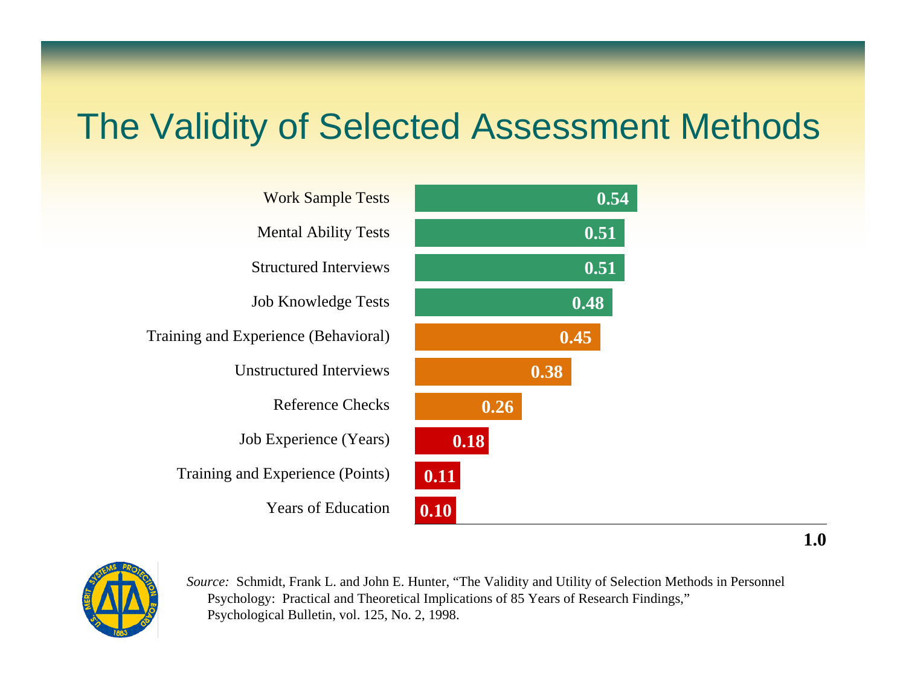# The Validity of Selected Assessment Methods

| Assessment Method | Validity |
|---|---|
| Work Sample Tests | 0.54 |
| Mental Ability Tests | 0.51 |
| Structured Interviews | 0.51 |
| Job Knowledge Tests | 0.48 |
| Training and Experience (Behavioral) | 0.45 |
| Unstructured Interviews | 0.38 |
| Reference Checks | 0.26 |
| Job Experience (Years) | 0.18 |
| Training and Experience (Points) | 0.11 |
| Years of Education | 0.10 |

**1.0**

*Source:* Schmidt, Frank L. and John E. Hunter, "The Validity and Utility of Selection Methods in Personnel Psychology: Practical and Theoretical Implications of 85 Years of Research Findings," Psychological Bulletin, vol. 125, No. 2, 1998.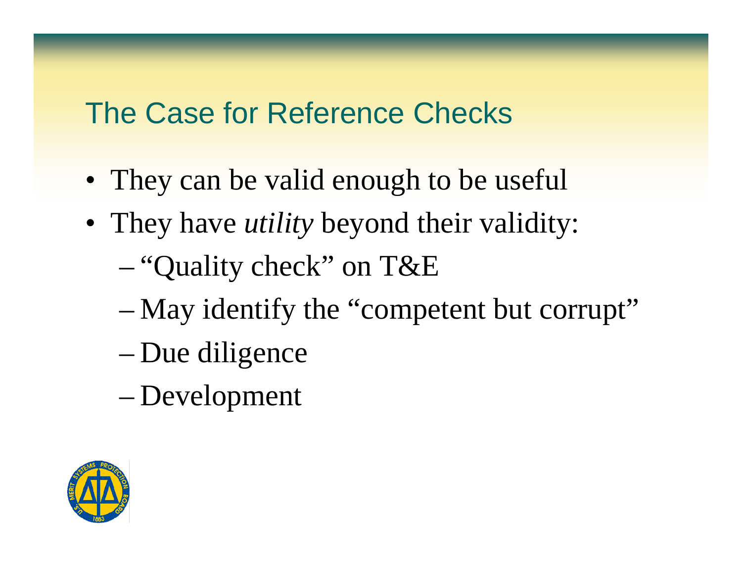## The Case for Reference Checks

- They can be valid enough to be useful
- They have *utility* beyond their validity:
  - "Quality check" on T&E
  - May identify the "competent but corrupt"
  - Due diligence
  - Development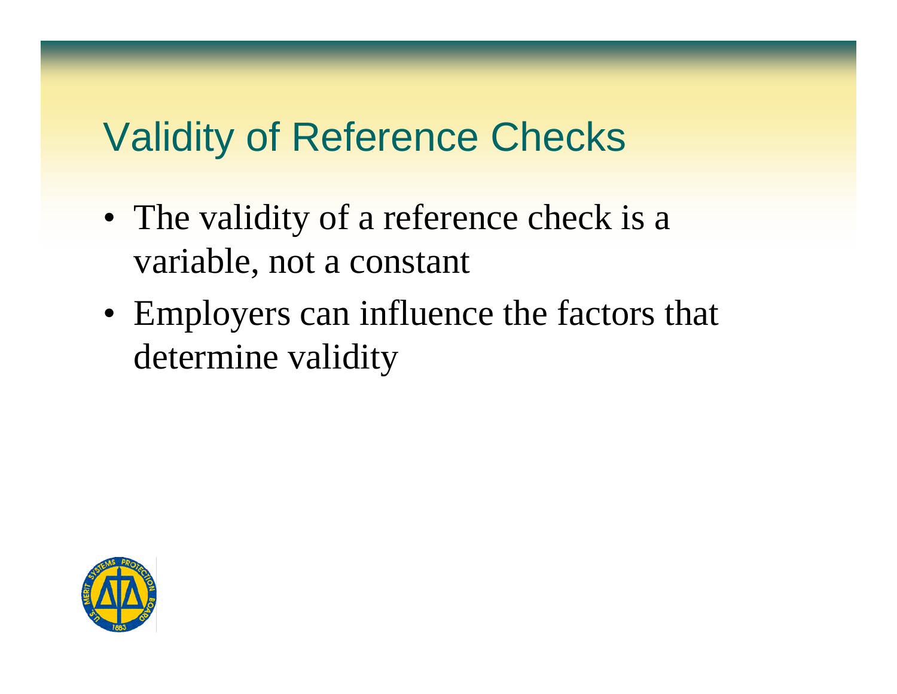# Validity of Reference Checks

- The validity of a reference check is a variable, not a constant
- Employers can influence the factors that determine validity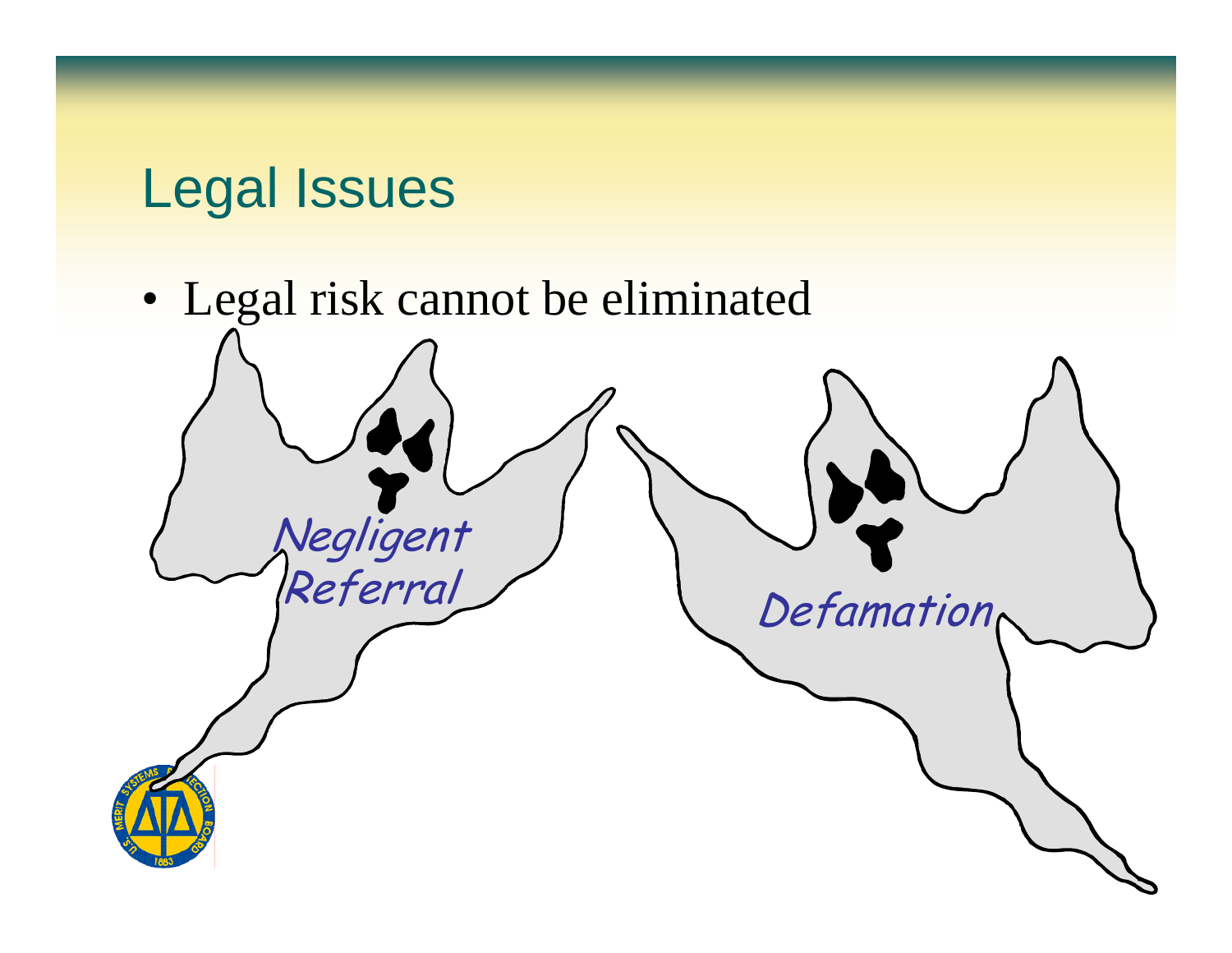# Legal Issues

- Legal risk cannot be eliminated

Negligent Referral

Defamation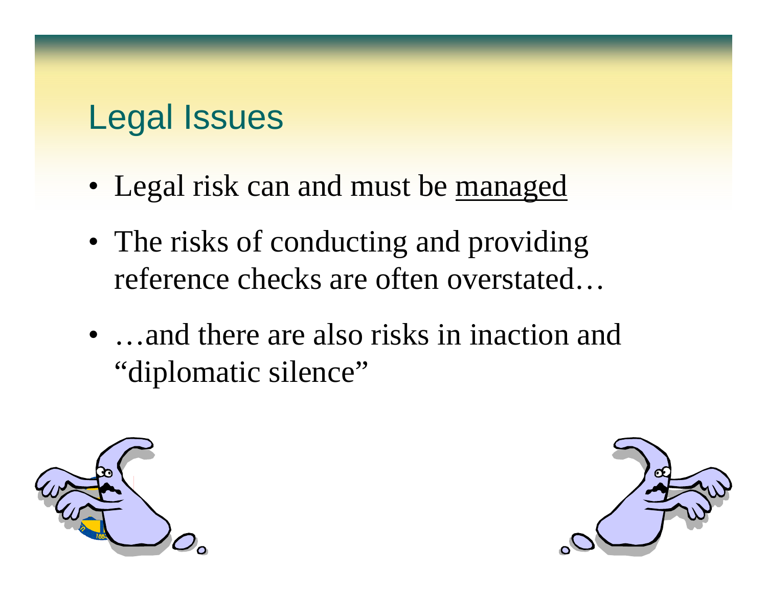# Legal Issues

- Legal risk can and must be managed
- The risks of conducting and providing reference checks are often overstated…
- …and there are also risks in inaction and "diplomatic silence"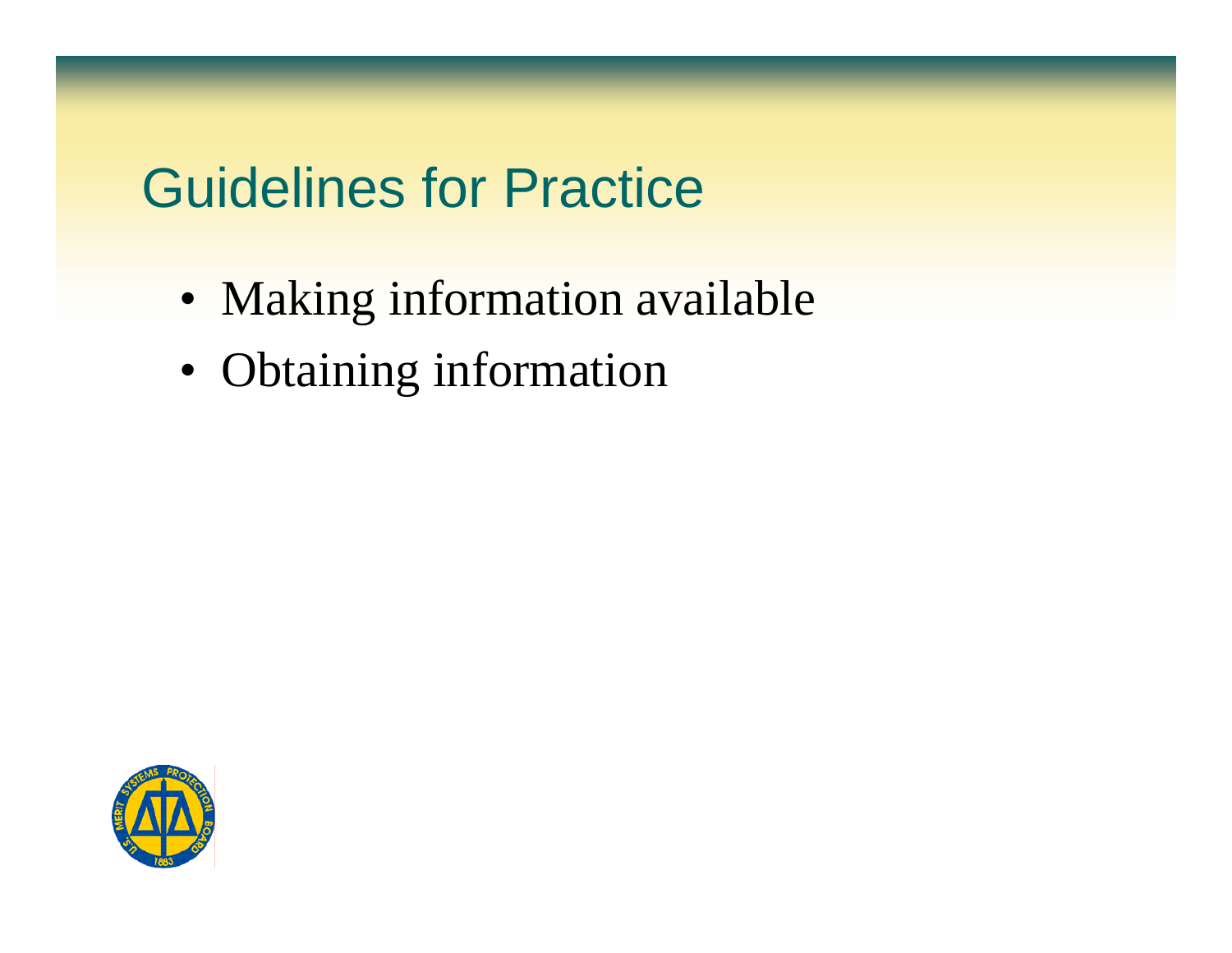# Guidelines for Practice

- Making information available
- Obtaining information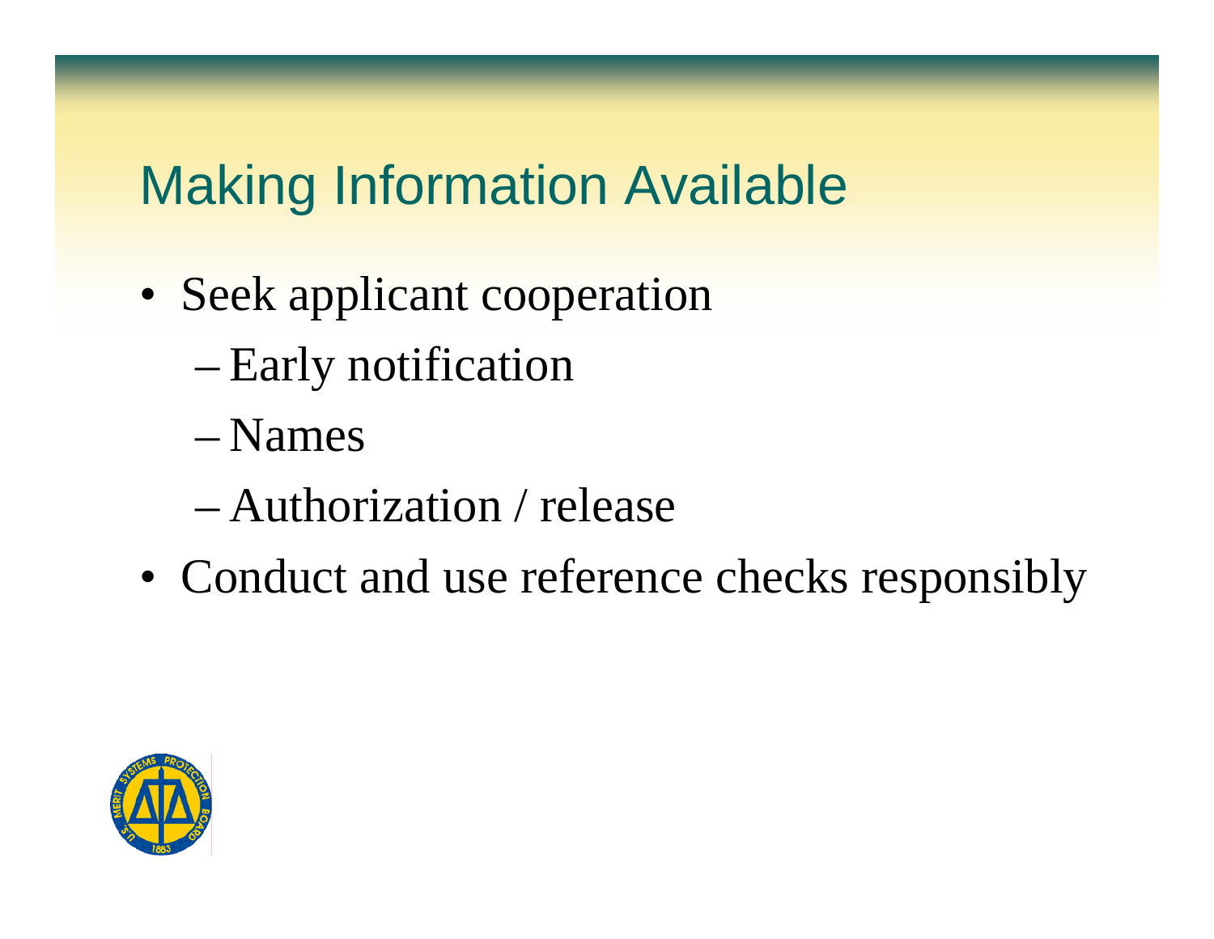# Making Information Available

- Seek applicant cooperation
  - Early notification
  - Names
  - Authorization / release
- Conduct and use reference checks responsibly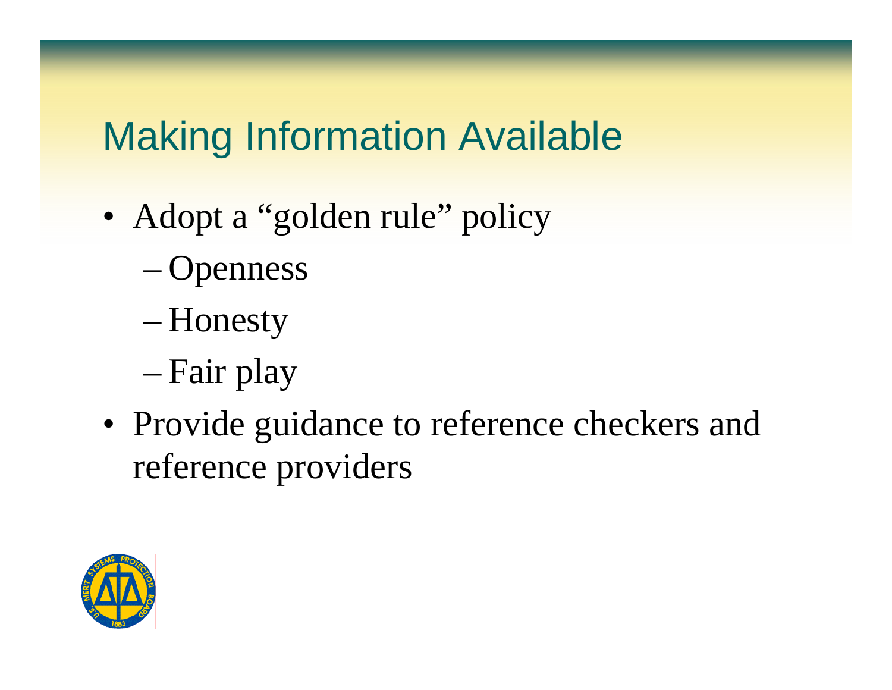# Making Information Available

- Adopt a "golden rule" policy
  - Openness
  - Honesty
  - Fair play
- Provide guidance to reference checkers and reference providers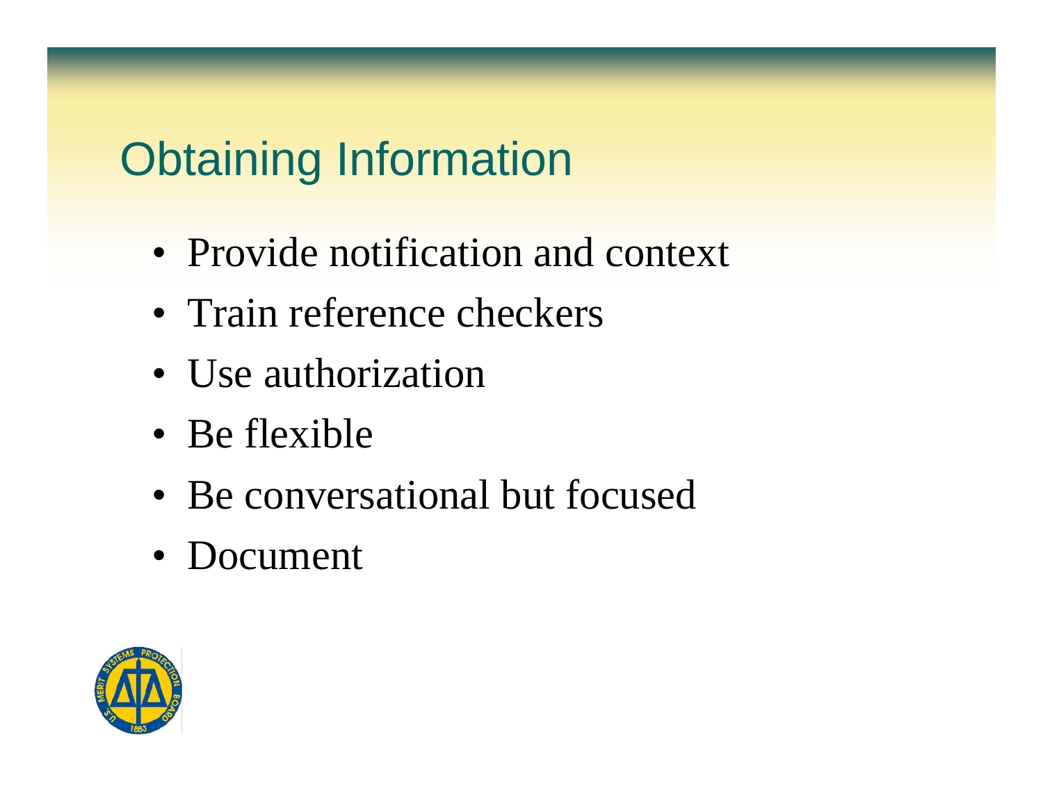# Obtaining Information

- Provide notification and context
- Train reference checkers
- Use authorization
- Be flexible
- Be conversational but focused
- Document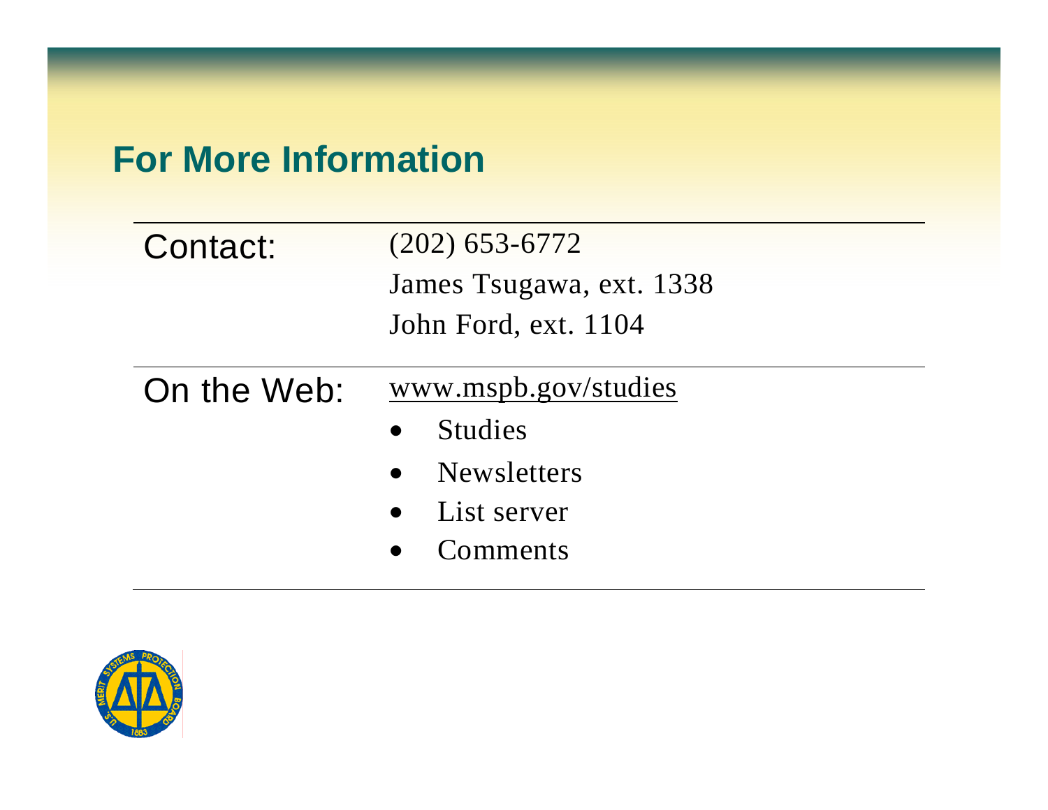## For More Information

| | |
|---|---|
| Contact: | (202) 653-6772<br>James Tsugawa, ext. 1338<br>John Ford, ext. 1104 |
| On the Web: | www.mspb.gov/studies<br>• Studies<br>• Newsletters<br>• List server<br>• Comments |